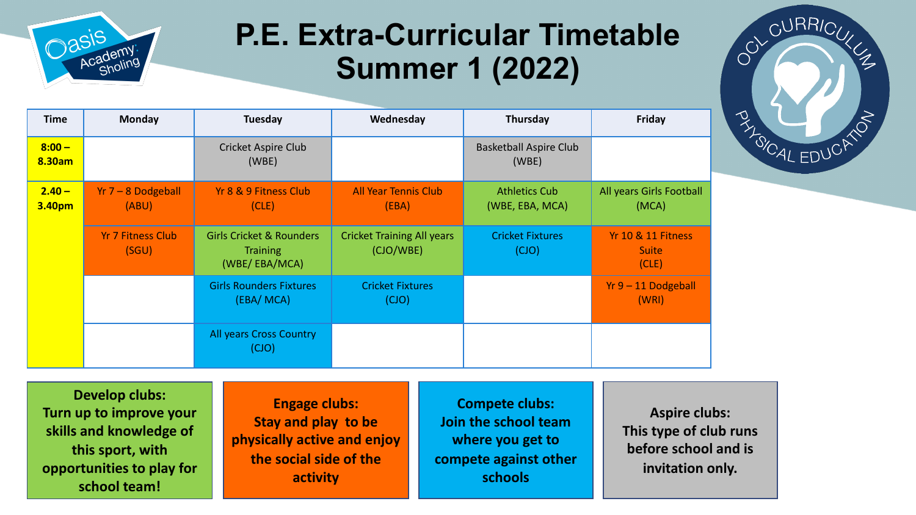Oasis Academy Sholing

# P.E. Extra-Curricular Timetable Summer 1 (2022)

OCL CURRICULUM PHYSICAL EDUCATION

| Time | Monday | Tuesday | Wednesday | Thursday | Friday |
|---|---|---|---|---|---|
| 8:00 – 8.30am | | Cricket Aspire Club (WBE) | | Basketball Aspire Club (WBE) | |
| 2.40 – 3.40pm | Yr 7 – 8 Dodgeball (ABU) | Yr 8 & 9 Fitness Club (CLE) | All Year Tennis Club (EBA) | Athletics Cub (WBE, EBA, MCA) | All years Girls Football (MCA) |
| | Yr 7 Fitness Club (SGU) | Girls Cricket & Rounders Training (WBE/ EBA/MCA) | Cricket Training All years (CJO/WBE) | Cricket Fixtures (CJO) | Yr 10 & 11 Fitness Suite (CLE) |
| | | Girls Rounders Fixtures (EBA/ MCA) | Cricket Fixtures (CJO) | | Yr 9 – 11 Dodgeball (WRI) |
| | | All years Cross Country (CJO) | | | |

**Develop clubs:**
**Turn up to improve your skills and knowledge of this sport, with opportunities to play for school team!**

**Engage clubs:**
**Stay and play to be physically active and enjoy the social side of the activity**

**Compete clubs:**
**Join the school team where you get to compete against other schools**

**Aspire clubs:**
**This type of club runs before school and is invitation only.**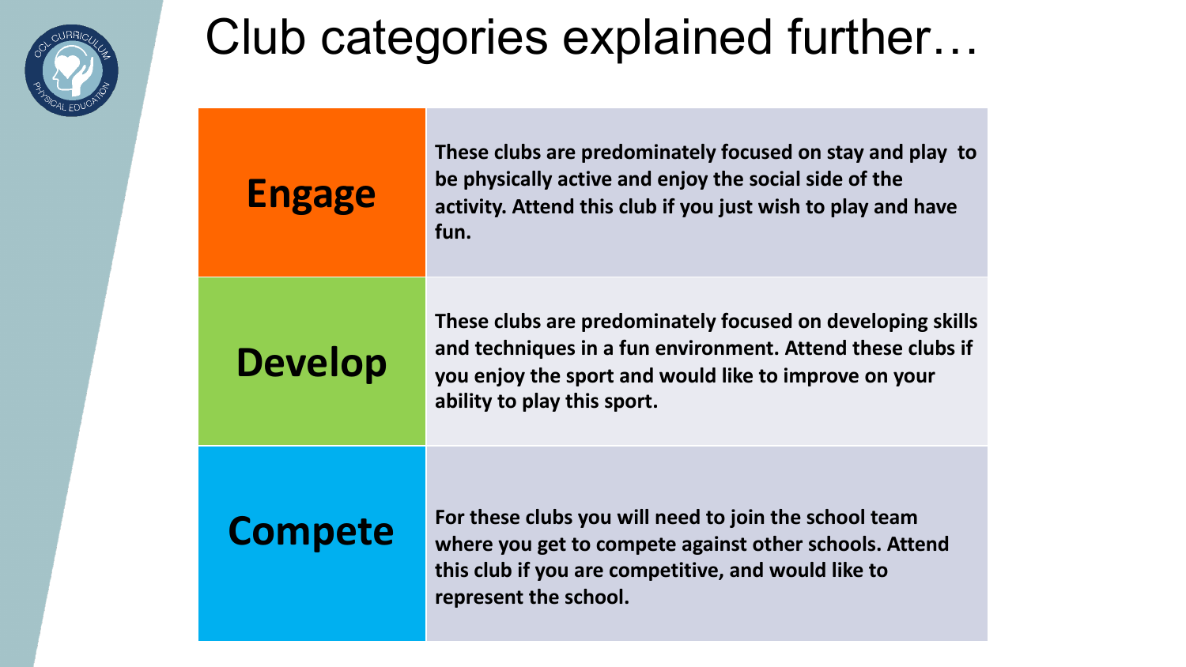# Club categories explained further…

| | |
|---|---|
| **Engage** | **These clubs are predominately focused on stay and play to be physically active and enjoy the social side of the activity. Attend this club if you just wish to play and have fun.** |
| **Develop** | **These clubs are predominately focused on developing skills and techniques in a fun environment. Attend these clubs if you enjoy the sport and would like to improve on your ability to play this sport.** |
| **Compete** | **For these clubs you will need to join the school team where you get to compete against other schools. Attend this club if you are competitive, and would like to represent the school.** |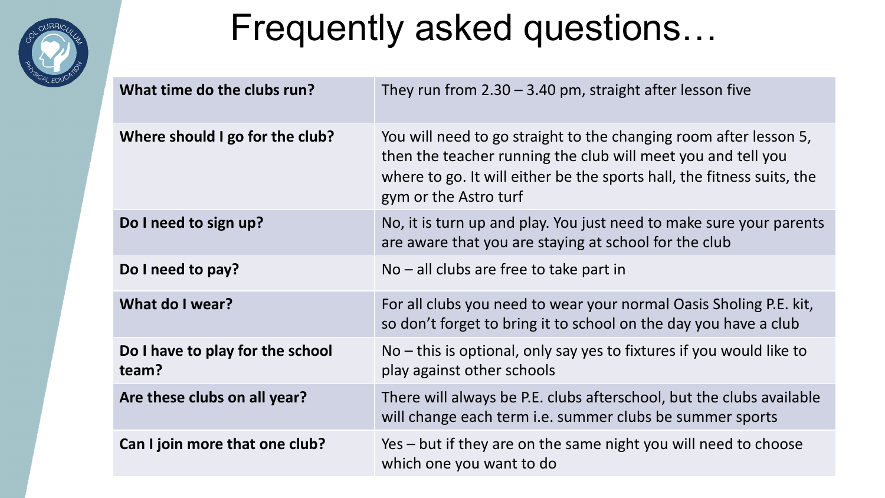# Frequently asked questions…

| | |
|---|---|
| **What time do the clubs run?** | They run from 2.30 – 3.40 pm, straight after lesson five |
| **Where should I go for the club?** | You will need to go straight to the changing room after lesson 5, then the teacher running the club will meet you and tell you where to go. It will either be the sports hall, the fitness suits, the gym or the Astro turf |
| **Do I need to sign up?** | No, it is turn up and play. You just need to make sure your parents are aware that you are staying at school for the club |
| **Do I need to pay?** | No – all clubs are free to take part in |
| **What do I wear?** | For all clubs you need to wear your normal Oasis Sholing P.E. kit, so don't forget to bring it to school on the day you have a club |
| **Do I have to play for the school team?** | No – this is optional, only say yes to fixtures if you would like to play against other schools |
| **Are these clubs on all year?** | There will always be P.E. clubs afterschool, but the clubs available will change each term i.e. summer clubs be summer sports |
| **Can I join more that one club?** | Yes – but if they are on the same night you will need to choose which one you want to do |